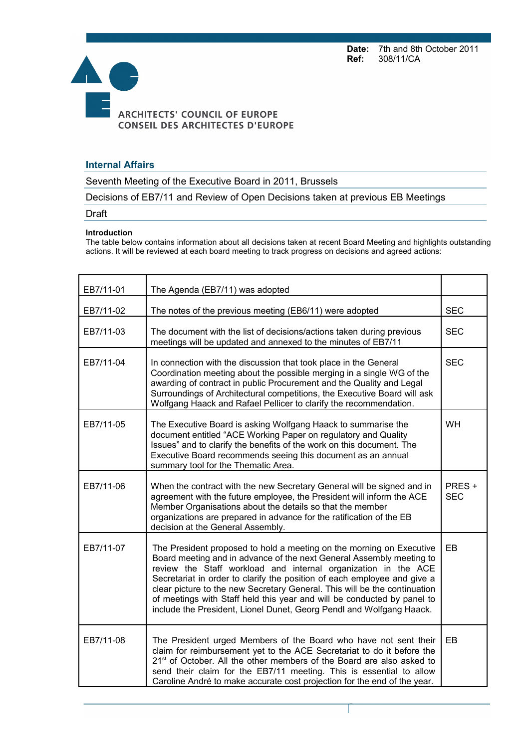**Date:** 7th and 8th October 2011
**Ref:** 308/11/CA

ARCHITECTS' COUNCIL OF EUROPE
CONSEIL DES ARCHITECTES D'EUROPE

## Internal Affairs

Seventh Meeting of the Executive Board in 2011, Brussels

Decisions of EB7/11 and Review of Open Decisions taken at previous EB Meetings

Draft

**Introduction**

The table below contains information about all decisions taken at recent Board Meeting and highlights outstanding actions. It will be reviewed at each board meeting to track progress on decisions and agreed actions:

| | | |
|---|---|---|
| EB7/11-01 | The Agenda (EB7/11) was adopted | |
| EB7/11-02 | The notes of the previous meeting (EB6/11) were adopted | SEC |
| EB7/11-03 | The document with the list of decisions/actions taken during previous meetings will be updated and annexed to the minutes of EB7/11 | SEC |
| EB7/11-04 | In connection with the discussion that took place in the General Coordination meeting about the possible merging in a single WG of the awarding of contract in public Procurement and the Quality and Legal Surroundings of Architectural competitions, the Executive Board will ask Wolfgang Haack and Rafael Pellicer to clarify the recommendation. | SEC |
| EB7/11-05 | The Executive Board is asking Wolfgang Haack to summarise the document entitled "ACE Working Paper on regulatory and Quality Issues" and to clarify the benefits of the work on this document. The Executive Board recommends seeing this document as an annual summary tool for the Thematic Area. | WH |
| EB7/11-06 | When the contract with the new Secretary General will be signed and in agreement with the future employee, the President will inform the ACE Member Organisations about the details so that the member organizations are prepared in advance for the ratification of the EB decision at the General Assembly. | PRES + SEC |
| EB7/11-07 | The President proposed to hold a meeting on the morning on Executive Board meeting and in advance of the next General Assembly meeting to review the Staff workload and internal organization in the ACE Secretariat in order to clarify the position of each employee and give a clear picture to the new Secretary General. This will be the continuation of meetings with Staff held this year and will be conducted by panel to include the President, Lionel Dunet, Georg Pendl and Wolfgang Haack. | EB |
| EB7/11-08 | The President urged Members of the Board who have not sent their claim for reimbursement yet to the ACE Secretariat to do it before the 21st of October. All the other members of the Board are also asked to send their claim for the EB7/11 meeting. This is essential to allow Caroline André to make accurate cost projection for the end of the year. | EB |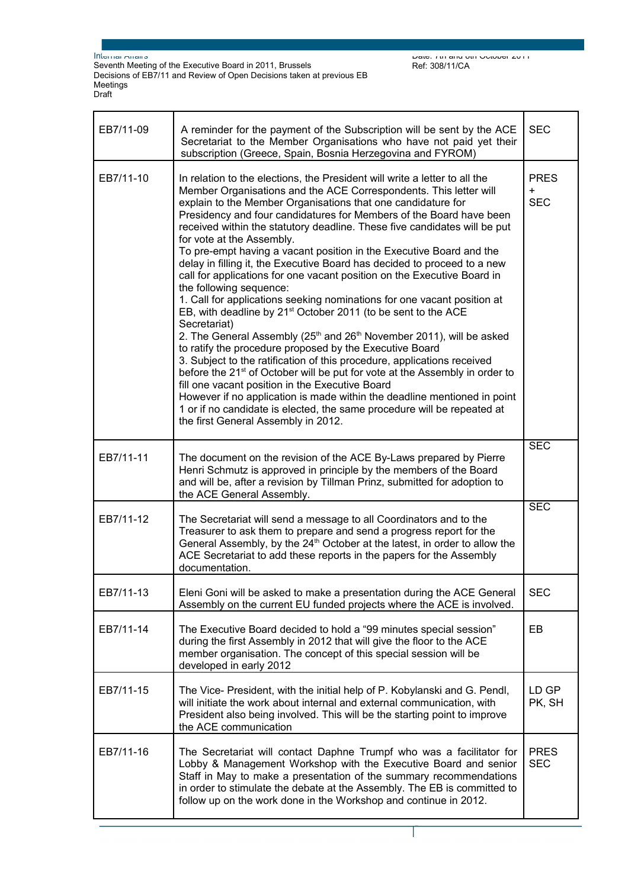| EB7/11-09 | A reminder for the payment of the Subscription will be sent by the ACE Secretariat to the Member Organisations who have not paid yet their subscription (Greece, Spain, Bosnia Herzegovina and FYROM) | SEC |
|---|---|---|
| EB7/11-10 | In relation to the elections, the President will write a letter to all the Member Organisations and the ACE Correspondents. This letter will explain to the Member Organisations that one candidature for Presidency and four candidatures for Members of the Board have been received within the statutory deadline. These five candidates will be put for vote at the Assembly.<br>To pre-empt having a vacant position in the Executive Board and the delay in filling it, the Executive Board has decided to proceed to a new call for applications for one vacant position on the Executive Board in the following sequence:<br>1. Call for applications seeking nominations for one vacant position at EB, with deadline by 21st October 2011 (to be sent to the ACE Secretariat)<br>2. The General Assembly (25th and 26th November 2011), will be asked to ratify the procedure proposed by the Executive Board<br>3. Subject to the ratification of this procedure, applications received before the 21st of October will be put for vote at the Assembly in order to fill one vacant position in the Executive Board<br>However if no application is made within the deadline mentioned in point 1 or if no candidate is elected, the same procedure will be repeated at the first General Assembly in 2012. | PRES + SEC |
| EB7/11-11 | The document on the revision of the ACE By-Laws prepared by Pierre Henri Schmutz is approved in principle by the members of the Board and will be, after a revision by Tillman Prinz, submitted for adoption to the ACE General Assembly. | SEC |
| EB7/11-12 | The Secretariat will send a message to all Coordinators and to the Treasurer to ask them to prepare and send a progress report for the General Assembly, by the 24th October at the latest, in order to allow the ACE Secretariat to add these reports in the papers for the Assembly documentation. | SEC |
| EB7/11-13 | Eleni Goni will be asked to make a presentation during the ACE General Assembly on the current EU funded projects where the ACE is involved. | SEC |
| EB7/11-14 | The Executive Board decided to hold a "99 minutes special session" during the first Assembly in 2012 that will give the floor to the ACE member organisation. The concept of this special session will be developed in early 2012 | EB |
| EB7/11-15 | The Vice- President, with the initial help of P. Kobylanski and G. Pendl, will initiate the work about internal and external communication, with President also being involved. This will be the starting point to improve the ACE communication | LD GP PK, SH |
| EB7/11-16 | The Secretariat will contact Daphne Trumpf who was a facilitator for Lobby & Management Workshop with the Executive Board and senior Staff in May to make a presentation of the summary recommendations in order to stimulate the debate at the Assembly. The EB is committed to follow up on the work done in the Workshop and continue in 2012. | PRES SEC |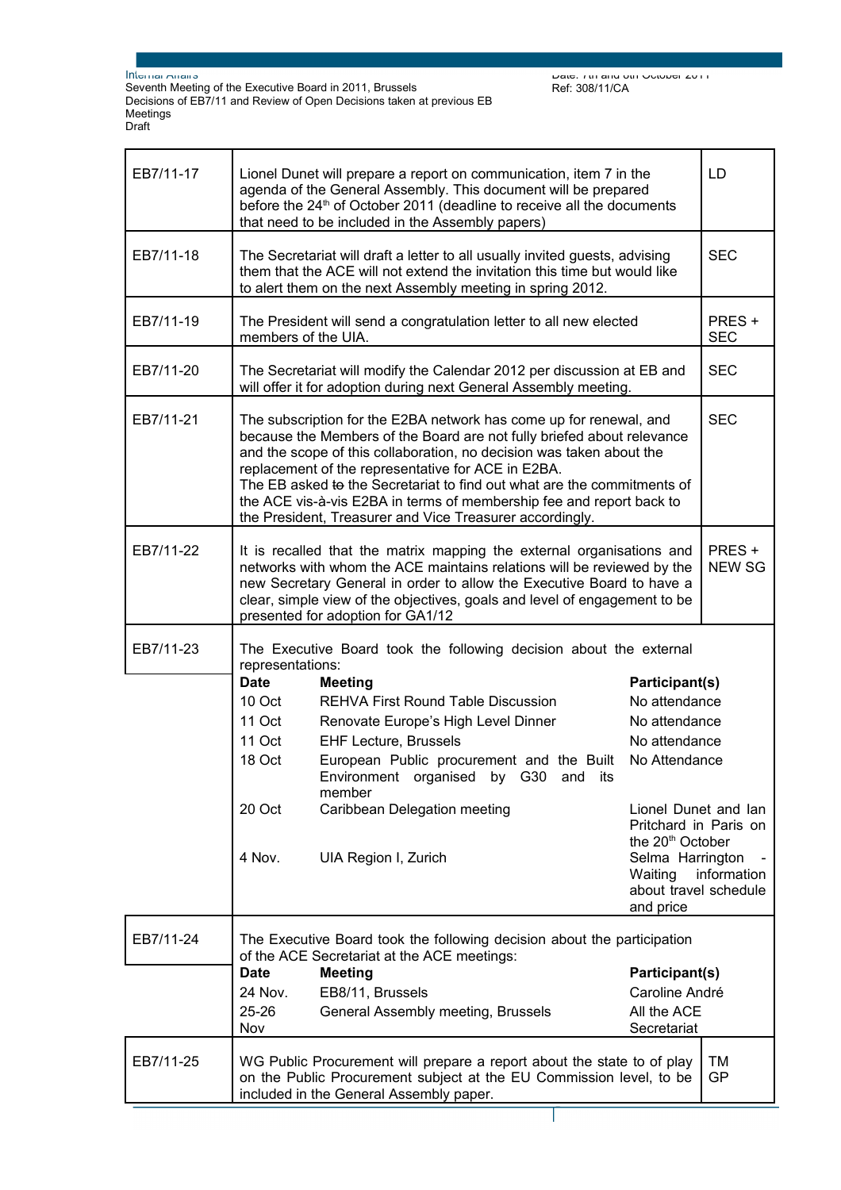| | | |
|---|---|---|
| EB7/11-17 | Lionel Dunet will prepare a report on communication, item 7 in the agenda of the General Assembly. This document will be prepared before the 24th of October 2011 (deadline to receive all the documents that need to be included in the Assembly papers) | LD |
| EB7/11-18 | The Secretariat will draft a letter to all usually invited guests, advising them that the ACE will not extend the invitation this time but would like to alert them on the next Assembly meeting in spring 2012. | SEC |
| EB7/11-19 | The President will send a congratulation letter to all new elected members of the UIA. | PRES + SEC |
| EB7/11-20 | The Secretariat will modify the Calendar 2012 per discussion at EB and will offer it for adoption during next General Assembly meeting. | SEC |
| EB7/11-21 | The subscription for the E2BA network has come up for renewal, and because the Members of the Board are not fully briefed about relevance and the scope of this collaboration, no decision was taken about the replacement of the representative for ACE in E2BA.<br>The EB asked ~~to~~ the Secretariat to find out what are the commitments of the ACE vis-à-vis E2BA in terms of membership fee and report back to the President, Treasurer and Vice Treasurer accordingly. | SEC |
| EB7/11-22 | It is recalled that the matrix mapping the external organisations and networks with whom the ACE maintains relations will be reviewed by the new Secretary General in order to allow the Executive Board to have a clear, simple view of the objectives, goals and level of engagement to be presented for adoption for GA1/12 | PRES + NEW SG |

**EB7/11-23** The Executive Board took the following decision about the external representations:

| Date | Meeting | Participant(s) |
|---|---|---|
| 10 Oct | REHVA First Round Table Discussion | No attendance |
| 11 Oct | Renovate Europe's High Level Dinner | No attendance |
| 11 Oct | EHF Lecture, Brussels | No attendance |
| 18 Oct | European Public procurement and the Built Environment organised by G30 and its member | No Attendance |
| 20 Oct | Caribbean Delegation meeting | Lionel Dunet and Ian Pritchard in Paris on the 20th October |
| 4 Nov. | UIA Region I, Zurich | Selma Harrington - Waiting information about travel schedule and price |

**EB7/11-24** The Executive Board took the following decision about the participation of the ACE Secretariat at the ACE meetings:

| Date | Meeting | Participant(s) |
|---|---|---|
| 24 Nov. | EB8/11, Brussels | Caroline André |
| 25-26 Nov | General Assembly meeting, Brussels | All the ACE Secretariat |

| | | |
|---|---|---|
| EB7/11-25 | WG Public Procurement will prepare a report about the state to of play on the Public Procurement subject at the EU Commission level, to be included in the General Assembly paper. | TM GP |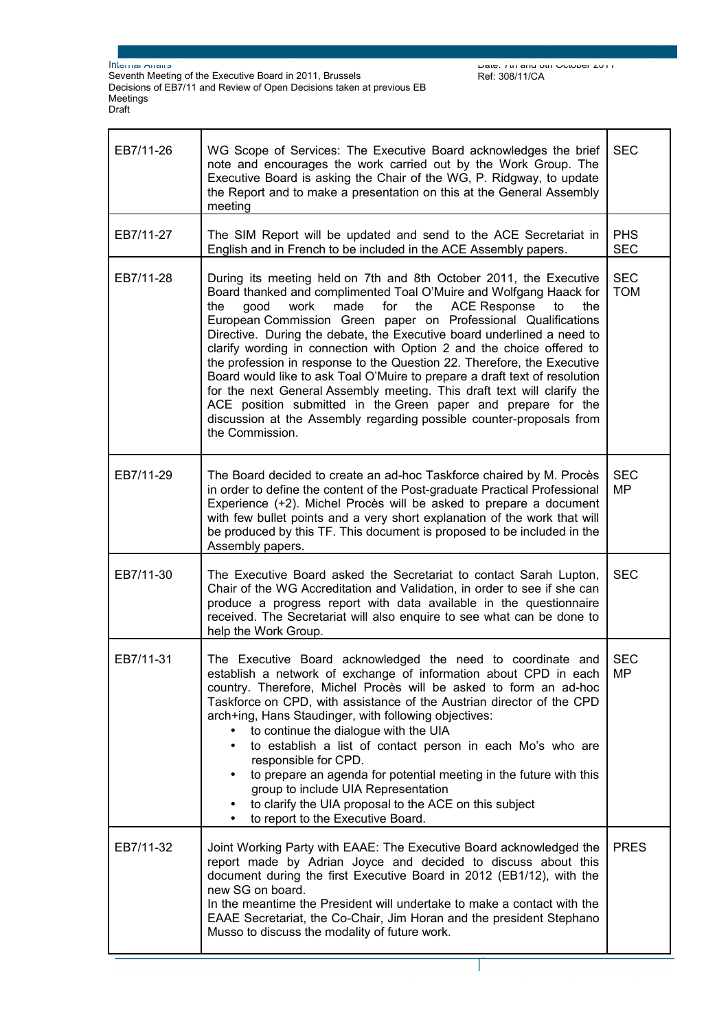| | | |
|---|---|---|
| EB7/11-26 | WG Scope of Services: The Executive Board acknowledges the brief note and encourages the work carried out by the Work Group. The Executive Board is asking the Chair of the WG, P. Ridgway, to update the Report and to make a presentation on this at the General Assembly meeting | SEC |
| EB7/11-27 | The SIM Report will be updated and send to the ACE Secretariat in English and in French to be included in the ACE Assembly papers. | PHS SEC |
| EB7/11-28 | During its meeting held on 7th and 8th October 2011, the Executive Board thanked and complimented Toal O'Muire and Wolfgang Haack for the good work made for the ACE Response to the European Commission Green paper on Professional Qualifications Directive. During the debate, the Executive board underlined a need to clarify wording in connection with Option 2 and the choice offered to the profession in response to the Question 22. Therefore, the Executive Board would like to ask Toal O'Muire to prepare a draft text of resolution for the next General Assembly meeting. This draft text will clarify the ACE position submitted in the Green paper and prepare for the discussion at the Assembly regarding possible counter-proposals from the Commission. | SEC TOM |
| EB7/11-29 | The Board decided to create an ad-hoc Taskforce chaired by M. Procès in order to define the content of the Post-graduate Practical Professional Experience (+2). Michel Procès will be asked to prepare a document with few bullet points and a very short explanation of the work that will be produced by this TF. This document is proposed to be included in the Assembly papers. | SEC MP |
| EB7/11-30 | The Executive Board asked the Secretariat to contact Sarah Lupton, Chair of the WG Accreditation and Validation, in order to see if she can produce a progress report with data available in the questionnaire received. The Secretariat will also enquire to see what can be done to help the Work Group. | SEC |
| EB7/11-31 | The Executive Board acknowledged the need to coordinate and establish a network of exchange of information about CPD in each country. Therefore, Michel Procès will be asked to form an ad-hoc Taskforce on CPD, with assistance of the Austrian director of the CPD arch+ing, Hans Staudinger, with following objectives:<br>• to continue the dialogue with the UIA<br>• to establish a list of contact person in each Mo's who are responsible for CPD.<br>• to prepare an agenda for potential meeting in the future with this group to include UIA Representation<br>• to clarify the UIA proposal to the ACE on this subject<br>• to report to the Executive Board. | SEC MP |
| EB7/11-32 | Joint Working Party with EAAE: The Executive Board acknowledged the report made by Adrian Joyce and decided to discuss about this document during the first Executive Board in 2012 (EB1/12), with the new SG on board.<br>In the meantime the President will undertake to make a contact with the EAAE Secretariat, the Co-Chair, Jim Horan and the president Stephano Musso to discuss the modality of future work. | PRES |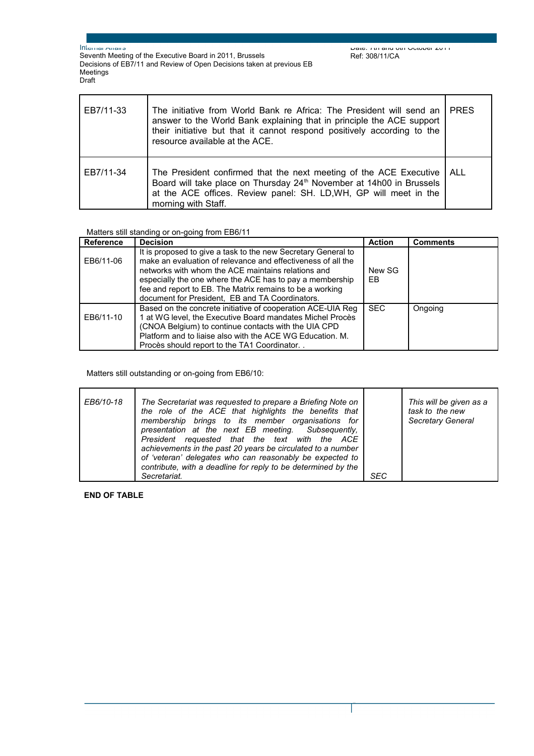| | | |
|---|---|---|
| EB7/11-33 | The initiative from World Bank re Africa: The President will send an answer to the World Bank explaining that in principle the ACE support their initiative but that it cannot respond positively according to the resource available at the ACE. | PRES |
| EB7/11-34 | The President confirmed that the next meeting of the ACE Executive Board will take place on Thursday 24th November at 14h00 in Brussels at the ACE offices. Review panel: SH. LD,WH, GP will meet in the morning with Staff. | ALL |

Matters still standing or on-going from EB6/11

| Reference | Decision | Action | Comments |
|---|---|---|---|
| EB6/11-06 | It is proposed to give a task to the new Secretary General to make an evaluation of relevance and effectiveness of all the networks with whom the ACE maintains relations and especially the one where the ACE has to pay a membership fee and report to EB. The Matrix remains to be a working document for President, EB and TA Coordinators. | New SG EB | |
| EB6/11-10 | Based on the concrete initiative of cooperation ACE-UIA Reg 1 at WG level, the Executive Board mandates Michel Procès (CNOA Belgium) to continue contacts with the UIA CPD Platform and to liaise also with the ACE WG Education. M. Procès should report to the TA1 Coordinator. . | SEC | Ongoing |

Matters still outstanding or on-going from EB6/10:

| | | | |
|---|---|---|---|
| *EB6/10-18* | *The Secretariat was requested to prepare a Briefing Note on the role of the ACE that highlights the benefits that membership brings to its member organisations for presentation at the next EB meeting. Subsequently, President requested that the text with the ACE achievements in the past 20 years be circulated to a number of 'veteran' delegates who can reasonably be expected to contribute, with a deadline for reply to be determined by the Secretariat.* | *SEC* | *This will be given as a task to the new Secretary General* |

**END OF TABLE**